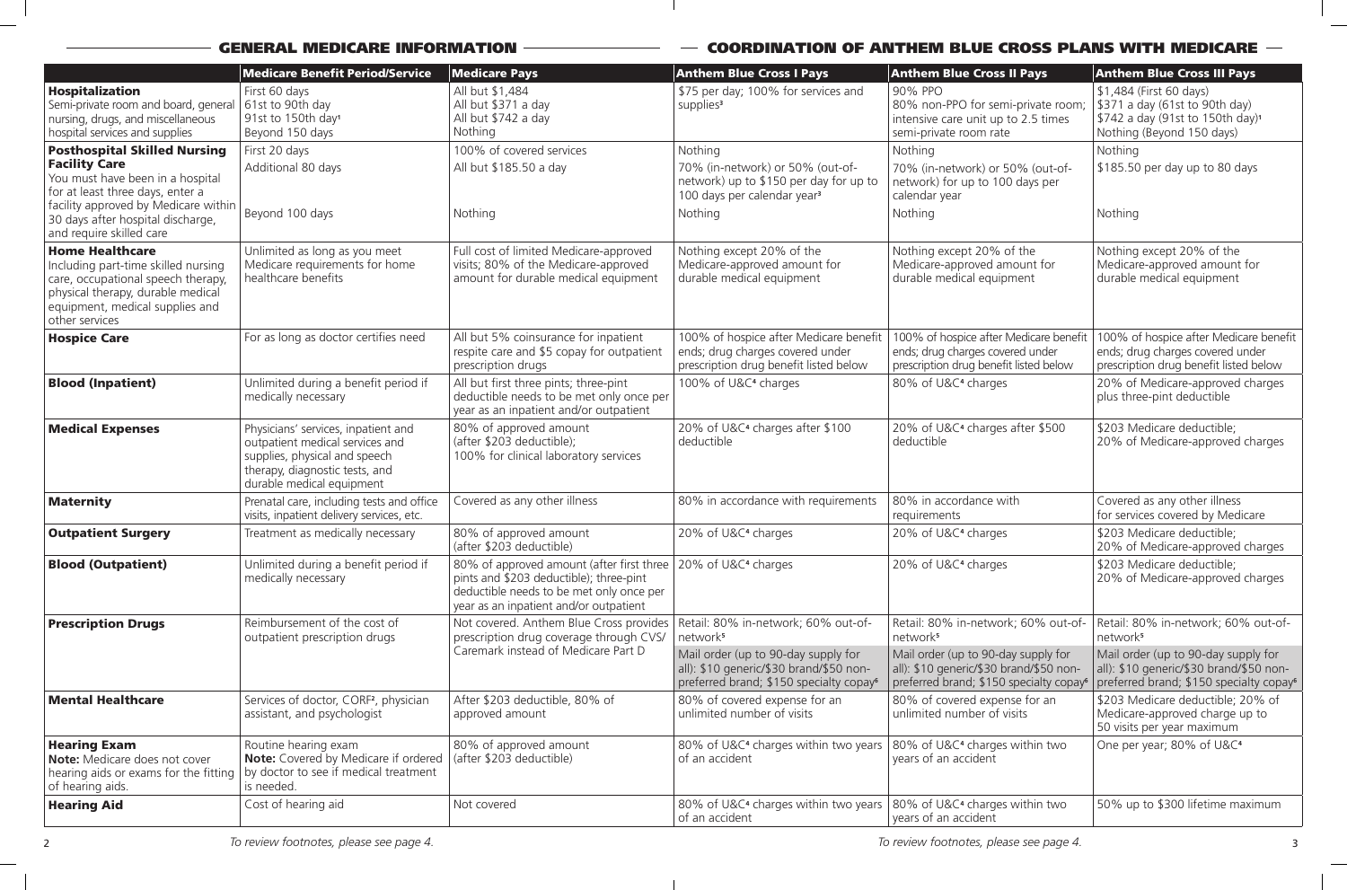## GENERAL MEDICARE INFORMATION — COORDINATION OF ANTHEM BLUE CROSS PLANS WITH MEDICARE

| | Medicare Benefit Period/Service | Medicare Pays | Anthem Blue Cross I Pays | Anthem Blue Cross II Pays | Anthem Blue Cross III Pays |
|---|---|---|---|---|---|
| **Hospitalization** Semi-private room and board, general nursing, drugs, and miscellaneous hospital services and supplies | First 60 days<br>61st to 90th day<br>91st to 150th day[1]<br>Beyond 150 days | All but $1,484<br>All but $371 a day<br>All but $742 a day<br>Nothing | $75 per day; 100% for services and supplies[3] | 90% PPO<br>80% non-PPO for semi-private room; intensive care unit up to 2.5 times semi-private room rate | $1,484 (First 60 days)<br>$371 a day (61st to 90th day)<br>$742 a day (91st to 150th day)[1]<br>Nothing (Beyond 150 days) |
| **Posthospital Skilled Nursing Facility Care** You must have been in a hospital for at least three days, enter a facility approved by Medicare within 30 days after hospital discharge, and require skilled care | First 20 days<br>Additional 80 days<br>Beyond 100 days | 100% of covered services<br>All but $185.50 a day<br>Nothing | Nothing<br>70% (in-network) or 50% (out-of-network) up to $150 per day for up to 100 days per calendar year[3]<br>Nothing | Nothing<br>70% (in-network) or 50% (out-of-network) for up to 100 days per calendar year<br>Nothing | Nothing<br>$185.50 per day up to 80 days<br>Nothing |
| **Home Healthcare** Including part-time skilled nursing care, occupational speech therapy, physical therapy, durable medical equipment, medical supplies and other services | Unlimited as long as you meet Medicare requirements for home healthcare benefits | Full cost of limited Medicare-approved visits; 80% of the Medicare-approved amount for durable medical equipment | Nothing except 20% of the Medicare-approved amount for durable medical equipment | Nothing except 20% of the Medicare-approved amount for durable medical equipment | Nothing except 20% of the Medicare-approved amount for durable medical equipment |
| **Hospice Care** | For as long as doctor certifies need | All but 5% coinsurance for inpatient respite care and $5 copay for outpatient prescription drugs | 100% of hospice after Medicare benefit ends; drug charges covered under prescription drug benefit listed below | 100% of hospice after Medicare benefit ends; drug charges covered under prescription drug benefit listed below | 100% of hospice after Medicare benefit ends; drug charges covered under prescription drug benefit listed below |
| **Blood (Inpatient)** | Unlimited during a benefit period if medically necessary | All but first three pints; three-pint deductible needs to be met only once per year as an inpatient and/or outpatient | 100% of U&C[4] charges | 80% of U&C[4] charges | 20% of Medicare-approved charges plus three-pint deductible |
| **Medical Expenses** | Physicians' services, inpatient and outpatient medical services and supplies, physical and speech therapy, diagnostic tests, and durable medical equipment | 80% of approved amount (after $203 deductible);<br>100% for clinical laboratory services | 20% of U&C[4] charges after $100 deductible | 20% of U&C[4] charges after $500 deductible | $203 Medicare deductible;<br>20% of Medicare-approved charges |
| **Maternity** | Prenatal care, including tests and office visits, inpatient delivery services, etc. | Covered as any other illness | 80% in accordance with requirements | 80% in accordance with requirements | Covered as any other illness for services covered by Medicare |
| **Outpatient Surgery** | Treatment as medically necessary | 80% of approved amount (after $203 deductible) | 20% of U&C[4] charges | 20% of U&C[4] charges | $203 Medicare deductible;<br>20% of Medicare-approved charges |
| **Blood (Outpatient)** | Unlimited during a benefit period if medically necessary | 80% of approved amount (after first three pints and $203 deductible); three-pint deductible needs to be met only once per year as an inpatient and/or outpatient | 20% of U&C[4] charges | 20% of U&C[4] charges | $203 Medicare deductible;<br>20% of Medicare-approved charges |
| **Prescription Drugs** | Reimbursement of the cost of outpatient prescription drugs | Not covered. Anthem Blue Cross provides prescription drug coverage through CVS/Caremark instead of Medicare Part D | Retail: 80% in-network; 60% out-of-network[5]<br>Mail order (up to 90-day supply for all): $10 generic/$30 brand/$50 non-preferred brand; $150 specialty copay[6] | Retail: 80% in-network; 60% out-of-network[5]<br>Mail order (up to 90-day supply for all): $10 generic/$30 brand/$50 non-preferred brand; $150 specialty copay[6] | Retail: 80% in-network; 60% out-of-network[5]<br>Mail order (up to 90-day supply for all): $10 generic/$30 brand/$50 non-preferred brand; $150 specialty copay[6] |
| **Mental Healthcare** | Services of doctor, CORF[2], physician assistant, and psychologist | After $203 deductible, 80% of approved amount | 80% of covered expense for an unlimited number of visits | 80% of covered expense for an unlimited number of visits | $203 Medicare deductible; 20% of Medicare-approved charge up to 50 visits per year maximum |
| **Hearing Exam** **Note:** Medicare does not cover hearing aids or exams for the fitting of hearing aids. | Routine hearing exam **Note:** Covered by Medicare if ordered by doctor to see if medical treatment is needed. | 80% of approved amount (after $203 deductible) | 80% of U&C[4] charges within two years of an accident | 80% of U&C[4] charges within two years of an accident | One per year; 80% of U&C[4] |
| **Hearing Aid** | Cost of hearing aid | Not covered | 80% of U&C[4] charges within two years of an accident | 80% of U&C[4] charges within two years of an accident | 50% up to $300 lifetime maximum |

*To review footnotes, please see page 4.*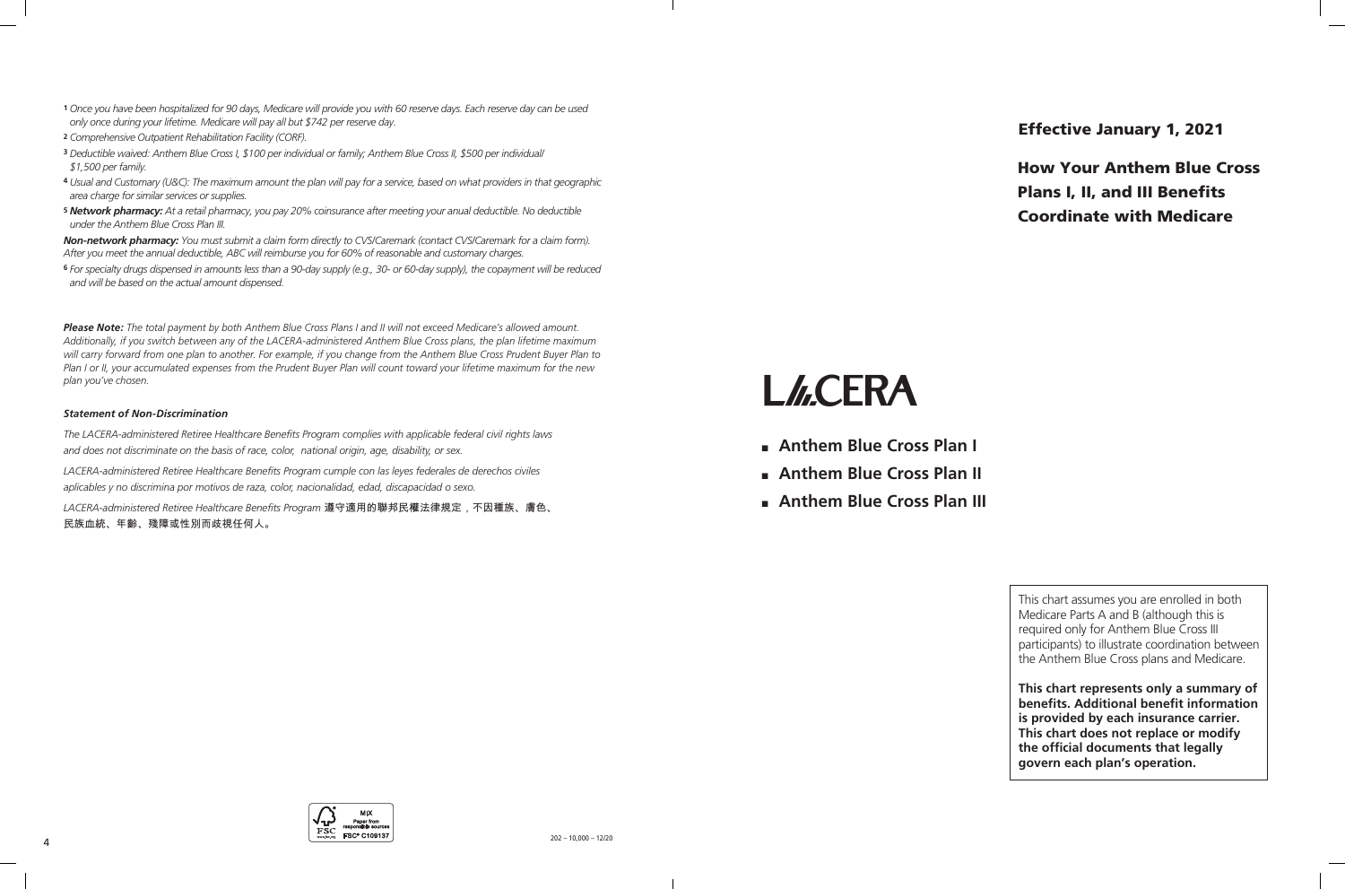[1] *Once you have been hospitalized for 90 days, Medicare will provide you with 60 reserve days. Each reserve day can be used only once during your lifetime. Medicare will pay all but $742 per reserve day.*

[2] *Comprehensive Outpatient Rehabilitation Facility (CORF).*

[3] *Deductible waived: Anthem Blue Cross I, $100 per individual or family; Anthem Blue Cross II, $500 per individual/ $1,500 per family.*

[4] *Usual and Customary (U&C): The maximum amount the plan will pay for a service, based on what providers in that geographic area charge for similar services or supplies.*

[5] ***Network pharmacy:** At a retail pharmacy, you pay 20% coinsurance after meeting your anual deductible. No deductible under the Anthem Blue Cross Plan III.*

***Non-network pharmacy:** You must submit a claim form directly to CVS/Caremark (contact CVS/Caremark for a claim form). After you meet the annual deductible, ABC will reimburse you for 60% of reasonable and customary charges.*

[6] *For specialty drugs dispensed in amounts less than a 90-day supply (e.g., 30- or 60-day supply), the copayment will be reduced and will be based on the actual amount dispensed.*

***Please Note:** The total payment by both Anthem Blue Cross Plans I and II will not exceed Medicare's allowed amount. Additionally, if you switch between any of the LACERA-administered Anthem Blue Cross plans, the plan lifetime maximum will carry forward from one plan to another. For example, if you change from the Anthem Blue Cross Prudent Buyer Plan to Plan I or II, your accumulated expenses from the Prudent Buyer Plan will count toward your lifetime maximum for the new plan you've chosen.*

***Statement of Non-Discrimination***

*The LACERA-administered Retiree Healthcare Benefits Program complies with applicable federal civil rights laws and does not discriminate on the basis of race, color, national origin, age, disability, or sex.*

*LACERA-administered Retiree Healthcare Benefits Program cumple con las leyes federales de derechos civiles aplicables y no discrimina por motivos de raza, color, nacionalidad, edad, discapacidad o sexo.*

*LACERA-administered Retiree Healthcare Benefits Program* 遵守適用的聯邦民權法律規定，不因種族、膚色、民族血統、年齡、殘障或性別而歧視任何人。

MIX
Paper from responsible sources
FSC® C109137

202 – 10,000 – 12/20

## Effective January 1, 2021

# How Your Anthem Blue Cross Plans I, II, and III Benefits Coordinate with Medicare

LACERA

- **Anthem Blue Cross Plan I**
- **Anthem Blue Cross Plan II**
- **Anthem Blue Cross Plan III**

This chart assumes you are enrolled in both Medicare Parts A and B (although this is required only for Anthem Blue Cross III participants) to illustrate coordination between the Anthem Blue Cross plans and Medicare.

**This chart represents only a summary of benefits. Additional benefit information is provided by each insurance carrier. This chart does not replace or modify the official documents that legally govern each plan's operation.**